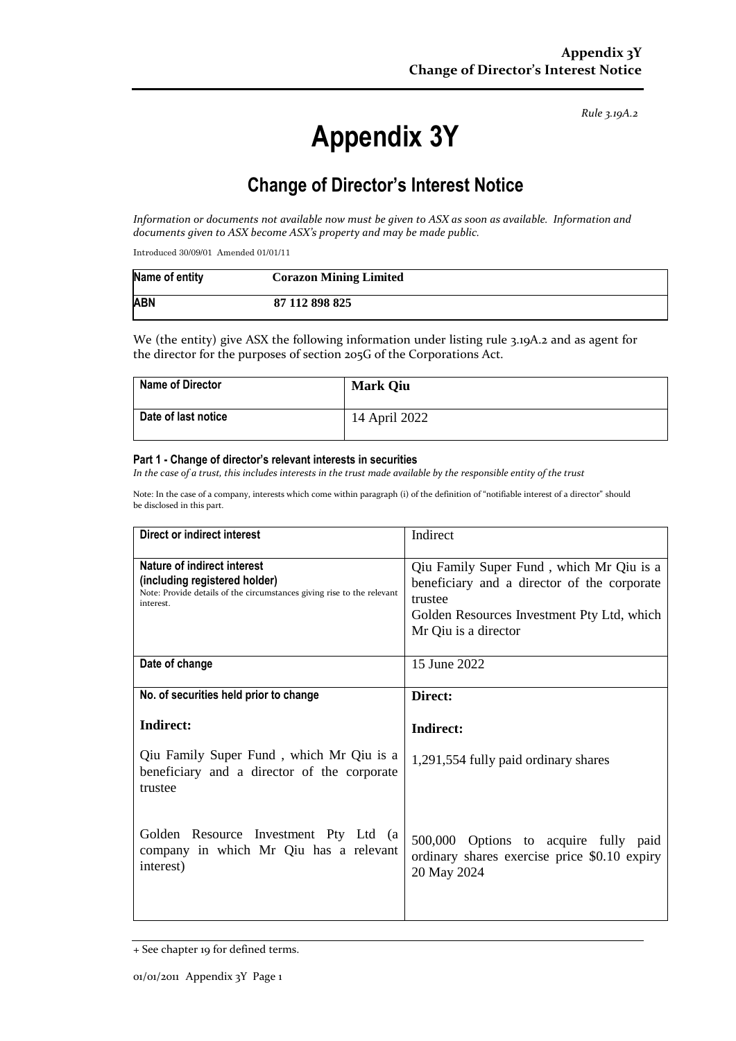*Rule 3.19A.2*

# Appendix 3Y

## Change of Director's Interest Notice

*Information or documents not available now must be given to ASX as soon as available. Information and documents given to ASX become ASX's property and may be made public.*

Introduced 30/09/01 Amended 01/01/11

| Name of entity | Corazon Mining Limited |
|---|---|
| ABN | 87 112 898 825 |

We (the entity) give ASX the following information under listing rule 3.19A.2 and as agent for the director for the purposes of section 205G of the Corporations Act.

| Name of Director | Mark Qiu |
|---|---|
| Date of last notice | 14 April 2022 |

#### Part 1 - Change of director's relevant interests in securities

*In the case of a trust, this includes interests in the trust made available by the responsible entity of the trust*

Note: In the case of a company, interests which come within paragraph (i) of the definition of "notifiable interest of a director" should be disclosed in this part.

| Direct or indirect interest | Indirect |
|---|---|
| **Nature of indirect interest (including registered holder)**<br>Note: Provide details of the circumstances giving rise to the relevant interest. | Qiu Family Super Fund , which Mr Qiu is a beneficiary and a director of the corporate trustee<br>Golden Resources Investment Pty Ltd, which Mr Qiu is a director |
| **Date of change** | 15 June 2022 |
| **No. of securities held prior to change**<br><br>**Indirect:**<br><br>Qiu Family Super Fund , which Mr Qiu is a beneficiary and a director of the corporate trustee<br><br>Golden Resource Investment Pty Ltd (a company in which Mr Qiu has a relevant interest) | **Direct:**<br><br>**Indirect:**<br><br>1,291,554 fully paid ordinary shares<br><br>500,000 Options to acquire fully paid ordinary shares exercise price $0.10 expiry 20 May 2024 |

+ See chapter 19 for defined terms.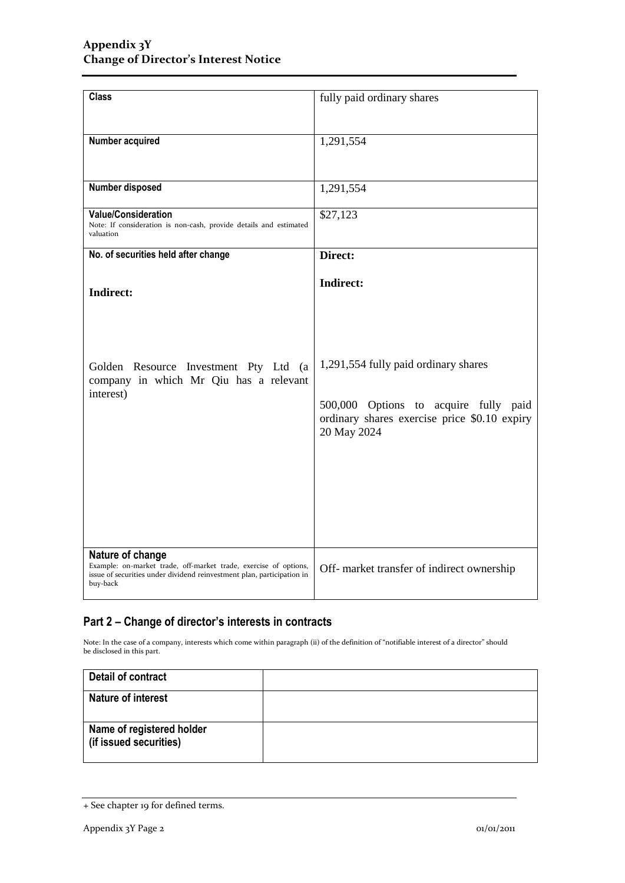| | |
|---|---|
| **Class** | fully paid ordinary shares |
| **Number acquired** | 1,291,554 |
| **Number disposed** | 1,291,554 |
| **Value/Consideration**<br>Note: If consideration is non-cash, provide details and estimated valuation | $27,123 |
| **No. of securities held after change**<br><br>**Indirect:**<br><br>Golden Resource Investment Pty Ltd (a company in which Mr Qiu has a relevant interest) | **Direct:**<br><br>**Indirect:**<br><br>1,291,554 fully paid ordinary shares<br><br>500,000 Options to acquire fully paid ordinary shares exercise price $0.10 expiry 20 May 2024 |
| **Nature of change**<br>Example: on-market trade, off-market trade, exercise of options, issue of securities under dividend reinvestment plan, participation in buy-back | Off- market transfer of indirect ownership |

## Part 2 – Change of director's interests in contracts

Note: In the case of a company, interests which come within paragraph (ii) of the definition of "notifiable interest of a director" should be disclosed in this part.

| | |
|---|---|
| **Detail of contract** | |
| **Nature of interest** | |
| **Name of registered holder (if issued securities)** | |

+ See chapter 19 for defined terms.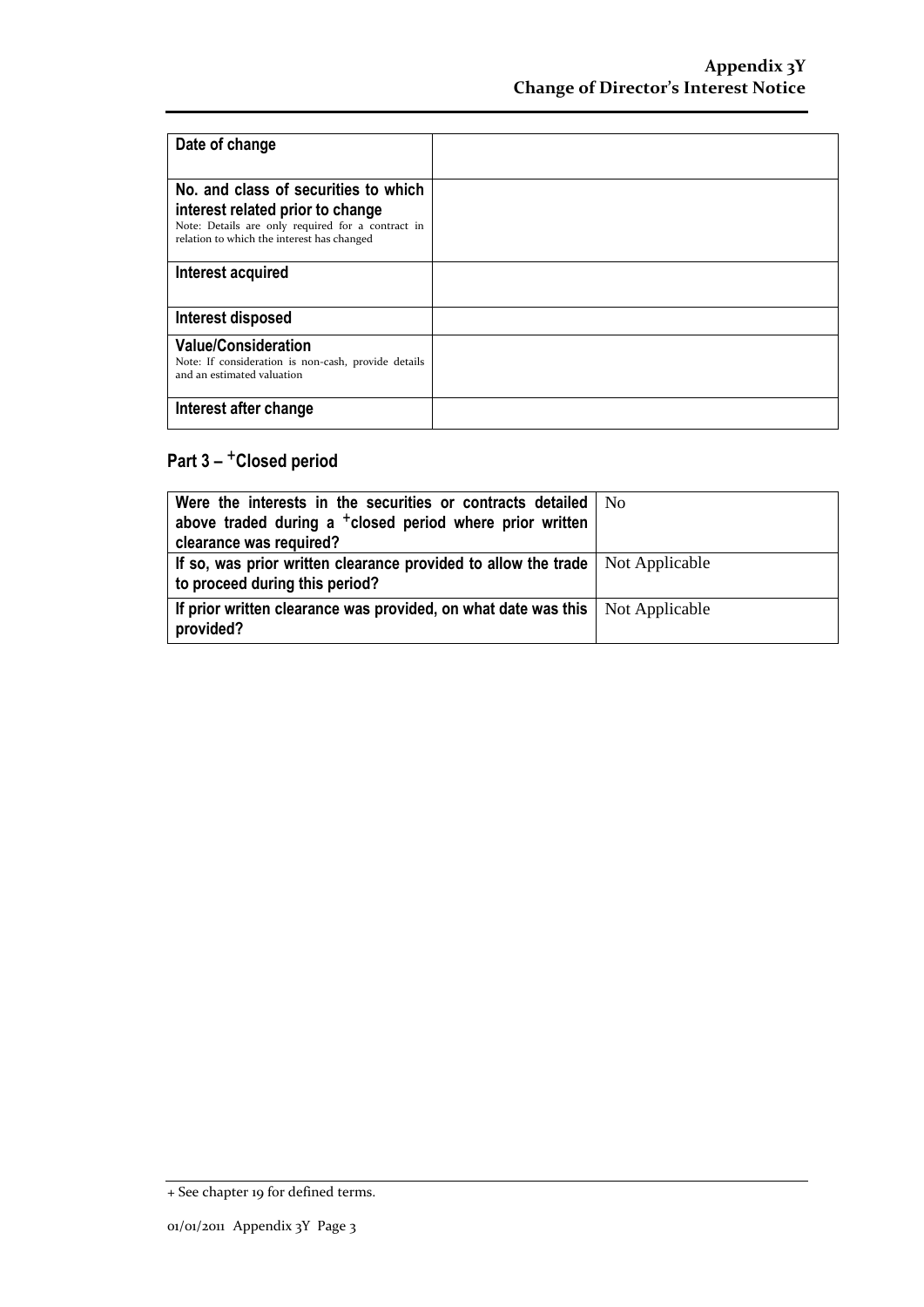| | |
|---|---|
| **Date of change** | |
| **No. and class of securities to which interest related prior to change**<br>Note: Details are only required for a contract in relation to which the interest has changed | |
| **Interest acquired** | |
| **Interest disposed** | |
| **Value/Consideration**<br>Note: If consideration is non-cash, provide details and an estimated valuation | |
| **Interest after change** | |

## Part 3 – +Closed period

| | |
|---|---|
| **Were the interests in the securities or contracts detailed above traded during a +closed period where prior written clearance was required?** | No |
| **If so, was prior written clearance provided to allow the trade to proceed during this period?** | Not Applicable |
| **If prior written clearance was provided, on what date was this provided?** | Not Applicable |

+ See chapter 19 for defined terms.